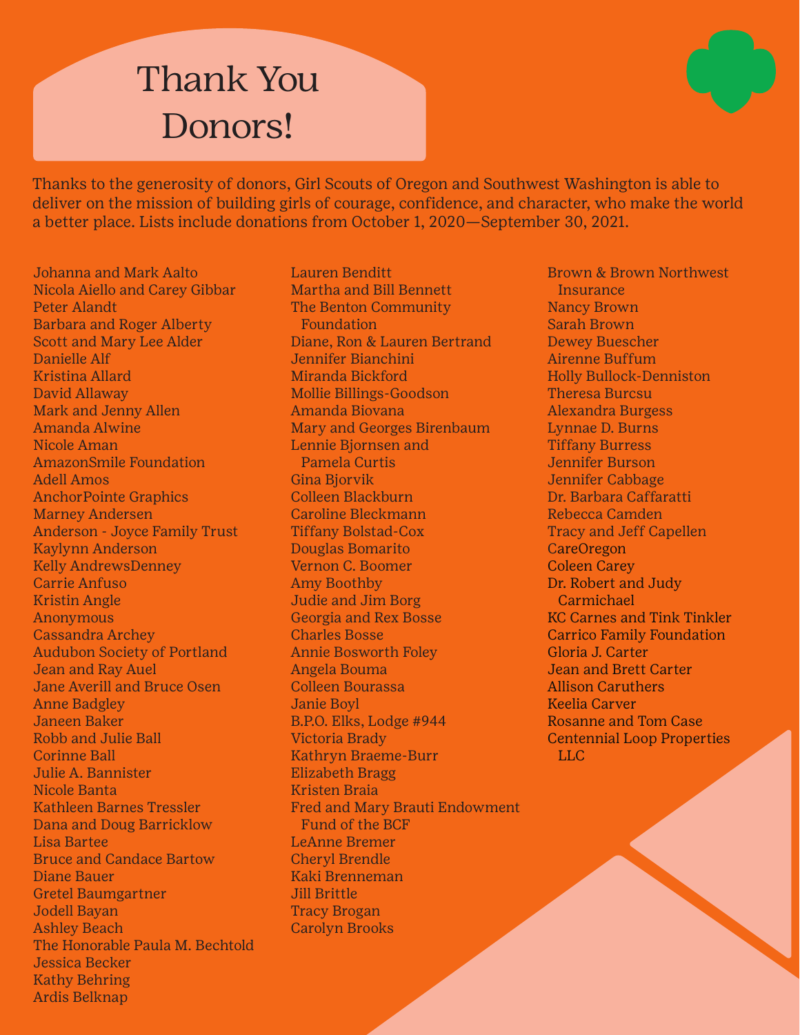# Thank You Donors!

Thanks to the generosity of donors, Girl Scouts of Oregon and Southwest Washington is able to deliver on the mission of building girls of courage, confidence, and character, who make the world a better place. Lists include donations from October 1, 2020—September 30, 2021.

Johanna and Mark Aalto
Nicola Aiello and Carey Gibbar
Peter Alandt
Barbara and Roger Alberty
Scott and Mary Lee Alder
Danielle Alf
Kristina Allard
David Allaway
Mark and Jenny Allen
Amanda Alwine
Nicole Aman
AmazonSmile Foundation
Adell Amos
AnchorPointe Graphics
Marney Andersen
Anderson - Joyce Family Trust
Kaylynn Anderson
Kelly AndrewsDenney
Carrie Anfuso
Kristin Angle
Anonymous
Cassandra Archey
Audubon Society of Portland
Jean and Ray Auel
Jane Averill and Bruce Osen
Anne Badgley
Janeen Baker
Robb and Julie Ball
Corinne Ball
Julie A. Bannister
Nicole Banta
Kathleen Barnes Tressler
Dana and Doug Barricklow
Lisa Bartee
Bruce and Candace Bartow
Diane Bauer
Gretel Baumgartner
Jodell Bayan
Ashley Beach
The Honorable Paula M. Bechtold
Jessica Becker
Kathy Behring
Ardis Belknap
Lauren Benditt
Martha and Bill Bennett
The Benton Community Foundation
Diane, Ron & Lauren Bertrand
Jennifer Bianchini
Miranda Bickford
Mollie Billings-Goodson
Amanda Biovana
Mary and Georges Birenbaum
Lennie Bjornsen and Pamela Curtis
Gina Bjorvik
Colleen Blackburn
Caroline Bleckmann
Tiffany Bolstad-Cox
Douglas Bomarito
Vernon C. Boomer
Amy Boothby
Judie and Jim Borg
Georgia and Rex Bosse
Charles Bosse
Annie Bosworth Foley
Angela Bouma
Colleen Bourassa
Janie Boyl
B.P.O. Elks, Lodge #944
Victoria Brady
Kathryn Braeme-Burr
Elizabeth Bragg
Kristen Braia
Fred and Mary Brauti Endowment Fund of the BCF
LeAnne Bremer
Cheryl Brendle
Kaki Brenneman
Jill Brittle
Tracy Brogan
Carolyn Brooks
Brown & Brown Northwest Insurance
Nancy Brown
Sarah Brown
Dewey Buescher
Airenne Buffum
Holly Bullock-Denniston
Theresa Burcsu
Alexandra Burgess
Lynnae D. Burns
Tiffany Burress
Jennifer Burson
Jennifer Cabbage
Dr. Barbara Caffaratti
Rebecca Camden
Tracy and Jeff Capellen
CareOregon
Coleen Carey
Dr. Robert and Judy Carmichael
KC Carnes and Tink Tinkler
Carrico Family Foundation
Gloria J. Carter
Jean and Brett Carter
Allison Caruthers
Keelia Carver
Rosanne and Tom Case
Centennial Loop Properties LLC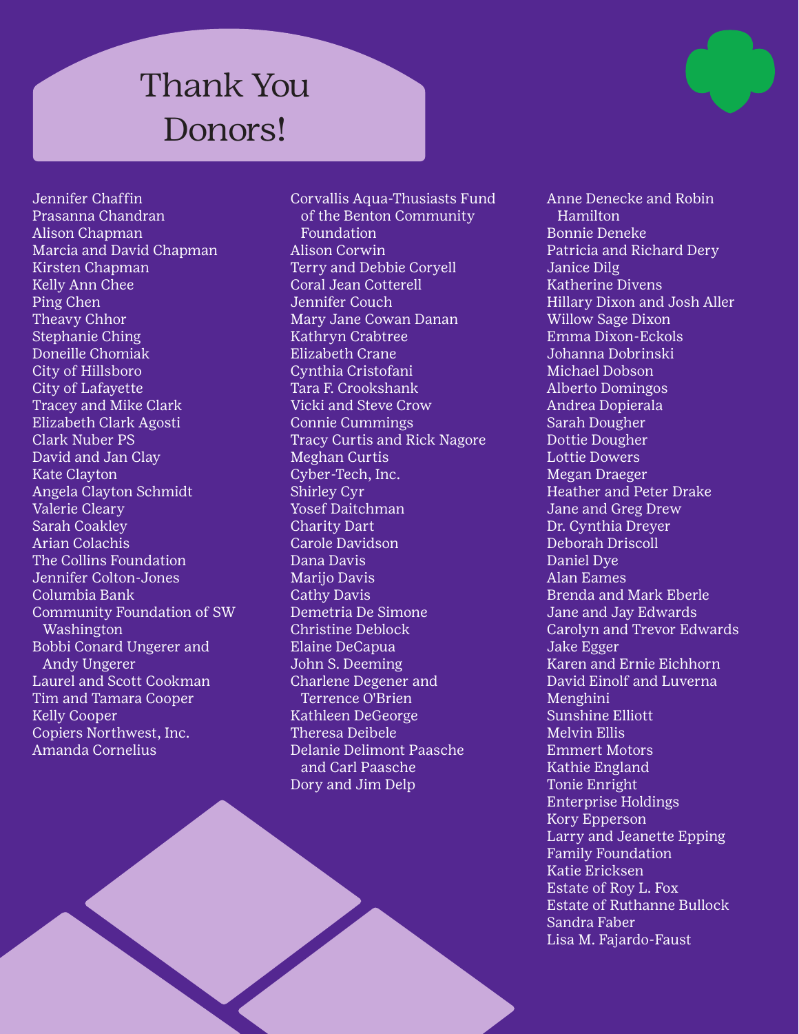# Thank You Donors!

Jennifer Chaffin
Prasanna Chandran
Alison Chapman
Marcia and David Chapman
Kirsten Chapman
Kelly Ann Chee
Ping Chen
Theavy Chhor
Stephanie Ching
Doneille Chomiak
City of Hillsboro
City of Lafayette
Tracey and Mike Clark
Elizabeth Clark Agosti
Clark Nuber PS
David and Jan Clay
Kate Clayton
Angela Clayton Schmidt
Valerie Cleary
Sarah Coakley
Arian Colachis
The Collins Foundation
Jennifer Colton-Jones
Columbia Bank
Community Foundation of SW Washington
Bobbi Conard Ungerer and Andy Ungerer
Laurel and Scott Cookman
Tim and Tamara Cooper
Kelly Cooper
Copiers Northwest, Inc.
Amanda Cornelius
Corvallis Aqua-Thusiasts Fund of the Benton Community Foundation
Alison Corwin
Terry and Debbie Coryell
Coral Jean Cotterell
Jennifer Couch
Mary Jane Cowan Danan
Kathryn Crabtree
Elizabeth Crane
Cynthia Cristofani
Tara F. Crookshank
Vicki and Steve Crow
Connie Cummings
Tracy Curtis and Rick Nagore
Meghan Curtis
Cyber-Tech, Inc.
Shirley Cyr
Yosef Daitchman
Charity Dart
Carole Davidson
Dana Davis
Marijo Davis
Cathy Davis
Demetria De Simone
Christine Deblock
Elaine DeCapua
John S. Deeming
Charlene Degener and Terrence O'Brien
Kathleen DeGeorge
Theresa Deibele
Delanie Delimont Paasche and Carl Paasche
Dory and Jim Delp
Anne Denecke and Robin Hamilton
Bonnie Deneke
Patricia and Richard Dery
Janice Dilg
Katherine Divens
Hillary Dixon and Josh Aller
Willow Sage Dixon
Emma Dixon-Eckols
Johanna Dobrinski
Michael Dobson
Alberto Domingos
Andrea Dopierala
Sarah Dougher
Dottie Dougher
Lottie Dowers
Megan Draeger
Heather and Peter Drake
Jane and Greg Drew
Dr. Cynthia Dreyer
Deborah Driscoll
Daniel Dye
Alan Eames
Brenda and Mark Eberle
Jane and Jay Edwards
Carolyn and Trevor Edwards
Jake Egger
Karen and Ernie Eichhorn
David Einolf and Luverna Menghini
Sunshine Elliott
Melvin Ellis
Emmert Motors
Kathie England
Tonie Enright
Enterprise Holdings
Kory Epperson
Larry and Jeanette Epping Family Foundation
Katie Ericksen
Estate of Roy L. Fox
Estate of Ruthanne Bullock
Sandra Faber
Lisa M. Fajardo-Faust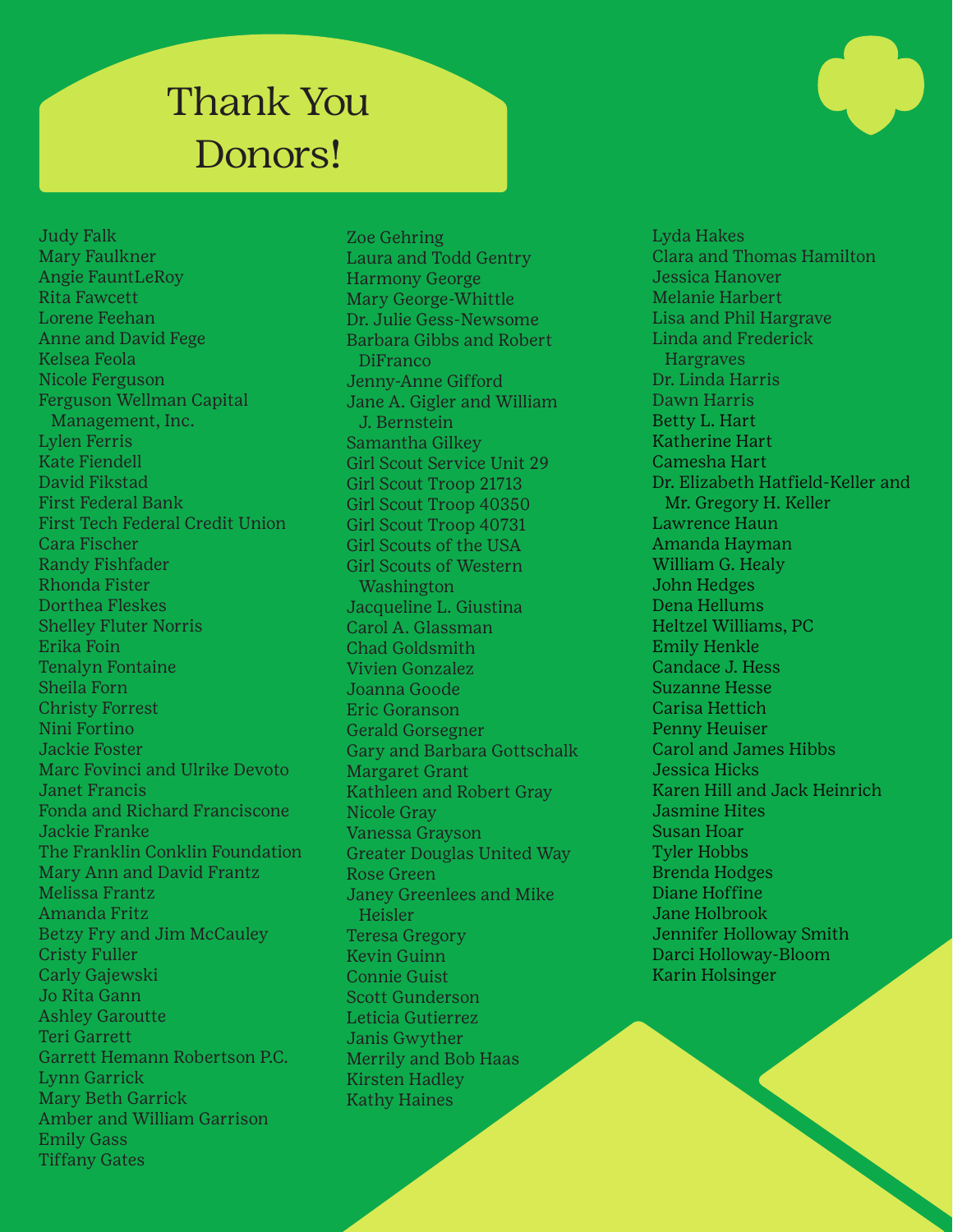# Thank You Donors!

Judy Falk
Mary Faulkner
Angie FauntLeRoy
Rita Fawcett
Lorene Feehan
Anne and David Fege
Kelsea Feola
Nicole Ferguson
Ferguson Wellman Capital Management, Inc.
Lylen Ferris
Kate Fiendell
David Fikstad
First Federal Bank
First Tech Federal Credit Union
Cara Fischer
Randy Fishfader
Rhonda Fister
Dorthea Fleskes
Shelley Fluter Norris
Erika Foin
Tenalyn Fontaine
Sheila Forn
Christy Forrest
Nini Fortino
Jackie Foster
Marc Fovinci and Ulrike Devoto
Janet Francis
Fonda and Richard Franciscone
Jackie Franke
The Franklin Conklin Foundation
Mary Ann and David Frantz
Melissa Frantz
Amanda Fritz
Betzy Fry and Jim McCauley
Cristy Fuller
Carly Gajewski
Jo Rita Gann
Ashley Garoutte
Teri Garrett
Garrett Hemann Robertson P.C.
Lynn Garrick
Mary Beth Garrick
Amber and William Garrison
Emily Gass
Tiffany Gates
Zoe Gehring
Laura and Todd Gentry
Harmony George
Mary George-Whittle
Dr. Julie Gess-Newsome
Barbara Gibbs and Robert DiFranco
Jenny-Anne Gifford
Jane A. Gigler and William J. Bernstein
Samantha Gilkey
Girl Scout Service Unit 29
Girl Scout Troop 21713
Girl Scout Troop 40350
Girl Scout Troop 40731
Girl Scouts of the USA
Girl Scouts of Western Washington
Jacqueline L. Giustina
Carol A. Glassman
Chad Goldsmith
Vivien Gonzalez
Joanna Goode
Eric Goranson
Gerald Gorsegner
Gary and Barbara Gottschalk
Margaret Grant
Kathleen and Robert Gray
Nicole Gray
Vanessa Grayson
Greater Douglas United Way
Rose Green
Janey Greenlees and Mike Heisler
Teresa Gregory
Kevin Guinn
Connie Guist
Scott Gunderson
Leticia Gutierrez
Janis Gwyther
Merrily and Bob Haas
Kirsten Hadley
Kathy Haines
Lyda Hakes
Clara and Thomas Hamilton
Jessica Hanover
Melanie Harbert
Lisa and Phil Hargrave
Linda and Frederick Hargraves
Dr. Linda Harris
Dawn Harris
Betty L. Hart
Katherine Hart
Camesha Hart
Dr. Elizabeth Hatfield-Keller and Mr. Gregory H. Keller
Lawrence Haun
Amanda Hayman
William G. Healy
John Hedges
Dena Hellums
Heltzel Williams, PC
Emily Henkle
Candace J. Hess
Suzanne Hesse
Carisa Hettich
Penny Heuiser
Carol and James Hibbs
Jessica Hicks
Karen Hill and Jack Heinrich
Jasmine Hites
Susan Hoar
Tyler Hobbs
Brenda Hodges
Diane Hoffine
Jane Holbrook
Jennifer Holloway Smith
Darci Holloway-Bloom
Karin Holsinger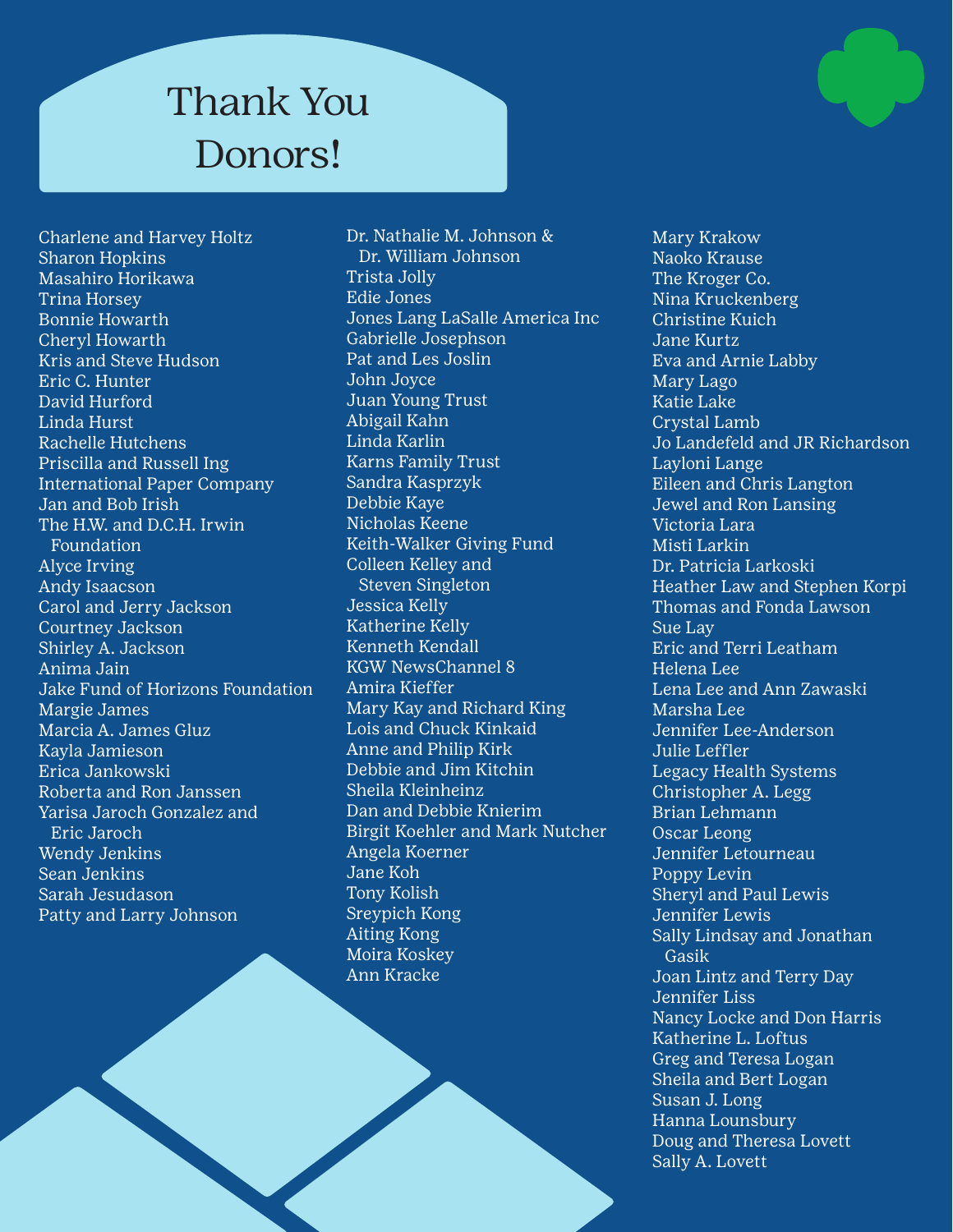# Thank You Donors!

Charlene and Harvey Holtz
Sharon Hopkins
Masahiro Horikawa
Trina Horsey
Bonnie Howarth
Cheryl Howarth
Kris and Steve Hudson
Eric C. Hunter
David Hurford
Linda Hurst
Rachelle Hutchens
Priscilla and Russell Ing
International Paper Company
Jan and Bob Irish
The H.W. and D.C.H. Irwin Foundation
Alyce Irving
Andy Isaacson
Carol and Jerry Jackson
Courtney Jackson
Shirley A. Jackson
Anima Jain
Jake Fund of Horizons Foundation
Margie James
Marcia A. James Gluz
Kayla Jamieson
Erica Jankowski
Roberta and Ron Janssen
Yarisa Jaroch Gonzalez and Eric Jaroch
Wendy Jenkins
Sean Jenkins
Sarah Jesudason
Patty and Larry Johnson
Dr. Nathalie M. Johnson & Dr. William Johnson
Trista Jolly
Edie Jones
Jones Lang LaSalle America Inc
Gabrielle Josephson
Pat and Les Joslin
John Joyce
Juan Young Trust
Abigail Kahn
Linda Karlin
Karns Family Trust
Sandra Kasprzyk
Debbie Kaye
Nicholas Keene
Keith-Walker Giving Fund
Colleen Kelley and Steven Singleton
Jessica Kelly
Katherine Kelly
Kenneth Kendall
KGW NewsChannel 8
Amira Kieffer
Mary Kay and Richard King
Lois and Chuck Kinkaid
Anne and Philip Kirk
Debbie and Jim Kitchin
Sheila Kleinheinz
Dan and Debbie Knierim
Birgit Koehler and Mark Nutcher
Angela Koerner
Jane Koh
Tony Kolish
Sreypich Kong
Aiting Kong
Moira Koskey
Ann Kracke
Mary Krakow
Naoko Krause
The Kroger Co.
Nina Kruckenberg
Christine Kuich
Jane Kurtz
Eva and Arnie Labby
Mary Lago
Katie Lake
Crystal Lamb
Jo Landefeld and JR Richardson
Layloni Lange
Eileen and Chris Langton
Jewel and Ron Lansing
Victoria Lara
Misti Larkin
Dr. Patricia Larkoski
Heather Law and Stephen Korpi
Thomas and Fonda Lawson
Sue Lay
Eric and Terri Leatham
Helena Lee
Lena Lee and Ann Zawaski
Marsha Lee
Jennifer Lee-Anderson
Julie Leffler
Legacy Health Systems
Christopher A. Legg
Brian Lehmann
Oscar Leong
Jennifer Letourneau
Poppy Levin
Sheryl and Paul Lewis
Jennifer Lewis
Sally Lindsay and Jonathan Gasik
Joan Lintz and Terry Day
Jennifer Liss
Nancy Locke and Don Harris
Katherine L. Loftus
Greg and Teresa Logan
Sheila and Bert Logan
Susan J. Long
Hanna Lounsbury
Doug and Theresa Lovett
Sally A. Lovett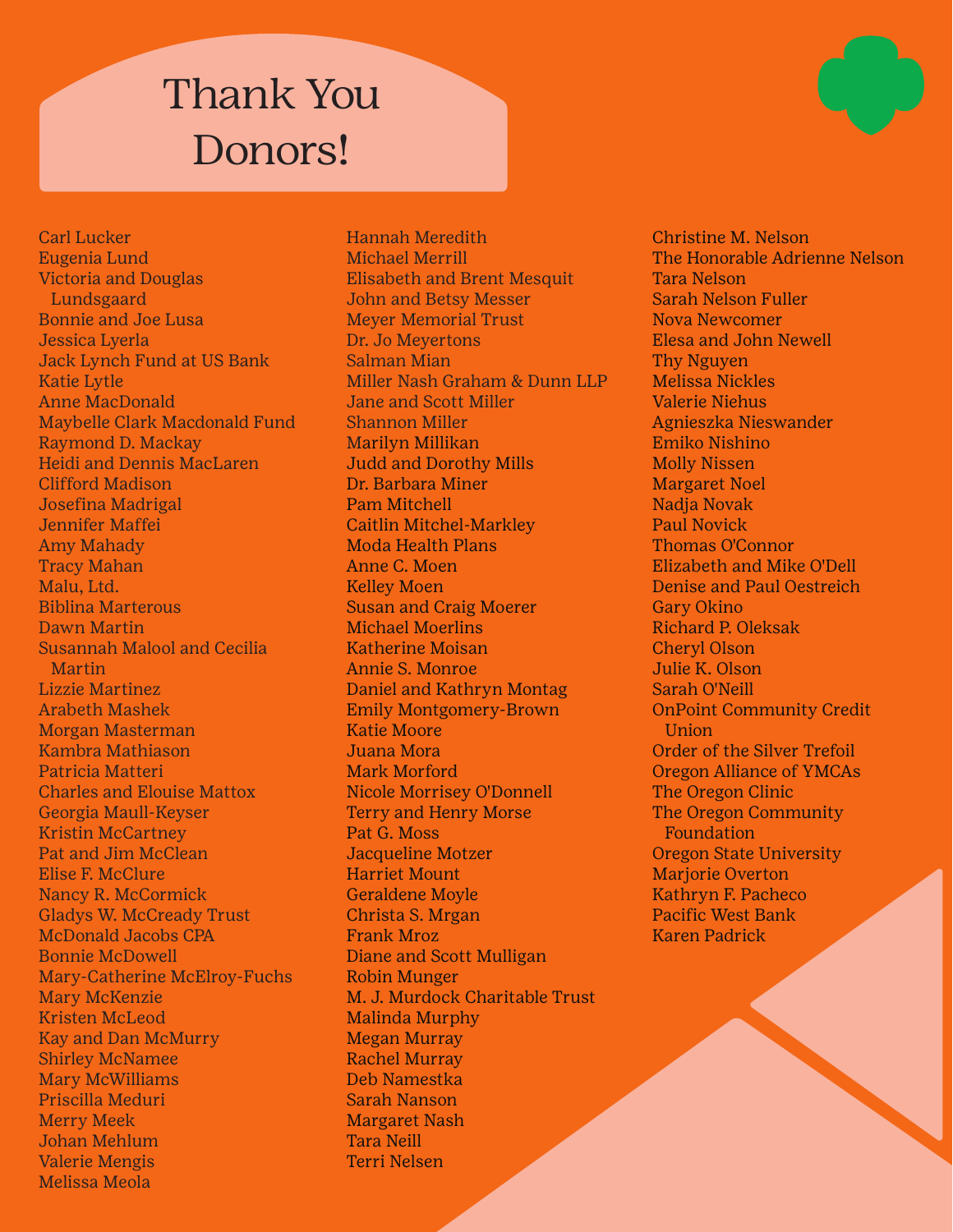# Thank You Donors!

Carl Lucker
Eugenia Lund
Victoria and Douglas Lundsgaard
Bonnie and Joe Lusa
Jessica Lyerla
Jack Lynch Fund at US Bank
Katie Lytle
Anne MacDonald
Maybelle Clark Macdonald Fund
Raymond D. Mackay
Heidi and Dennis MacLaren
Clifford Madison
Josefina Madrigal
Jennifer Maffei
Amy Mahady
Tracy Mahan
Malu, Ltd.
Biblina Marterous
Dawn Martin
Susannah Malool and Cecilia Martin
Lizzie Martinez
Arabeth Mashek
Morgan Masterman
Kambra Mathiason
Patricia Matteri
Charles and Elouise Mattox
Georgia Maull-Keyser
Kristin McCartney
Pat and Jim McClean
Elise F. McClure
Nancy R. McCormick
Gladys W. McCready Trust
McDonald Jacobs CPA
Bonnie McDowell
Mary-Catherine McElroy-Fuchs
Mary McKenzie
Kristen McLeod
Kay and Dan McMurry
Shirley McNamee
Mary McWilliams
Priscilla Meduri
Merry Meek
Johan Mehlum
Valerie Mengis
Melissa Meola
Hannah Meredith
Michael Merrill
Elisabeth and Brent Mesquit
John and Betsy Messer
Meyer Memorial Trust
Dr. Jo Meyertons
Salman Mian
Miller Nash Graham & Dunn LLP
Jane and Scott Miller
Shannon Miller
Marilyn Millikan
Judd and Dorothy Mills
Dr. Barbara Miner
Pam Mitchell
Caitlin Mitchel-Markley
Moda Health Plans
Anne C. Moen
Kelley Moen
Susan and Craig Moerer
Michael Moerlins
Katherine Moisan
Annie S. Monroe
Daniel and Kathryn Montag
Emily Montgomery-Brown
Katie Moore
Juana Mora
Mark Morford
Nicole Morrisey O'Donnell
Terry and Henry Morse
Pat G. Moss
Jacqueline Motzer
Harriet Mount
Geraldene Moyle
Christa S. Mrgan
Frank Mroz
Diane and Scott Mulligan
Robin Munger
M. J. Murdock Charitable Trust
Malinda Murphy
Megan Murray
Rachel Murray
Deb Namestka
Sarah Nanson
Margaret Nash
Tara Neill
Terri Nelsen
Christine M. Nelson
The Honorable Adrienne Nelson
Tara Nelson
Sarah Nelson Fuller
Nova Newcomer
Elesa and John Newell
Thy Nguyen
Melissa Nickles
Valerie Niehus
Agnieszka Nieswander
Emiko Nishino
Molly Nissen
Margaret Noel
Nadja Novak
Paul Novick
Thomas O'Connor
Elizabeth and Mike O'Dell
Denise and Paul Oestreich
Gary Okino
Richard P. Oleksak
Cheryl Olson
Julie K. Olson
Sarah O'Neill
OnPoint Community Credit Union
Order of the Silver Trefoil
Oregon Alliance of YMCAs
The Oregon Clinic
The Oregon Community Foundation
Oregon State University
Marjorie Overton
Kathryn F. Pacheco
Pacific West Bank
Karen Padrick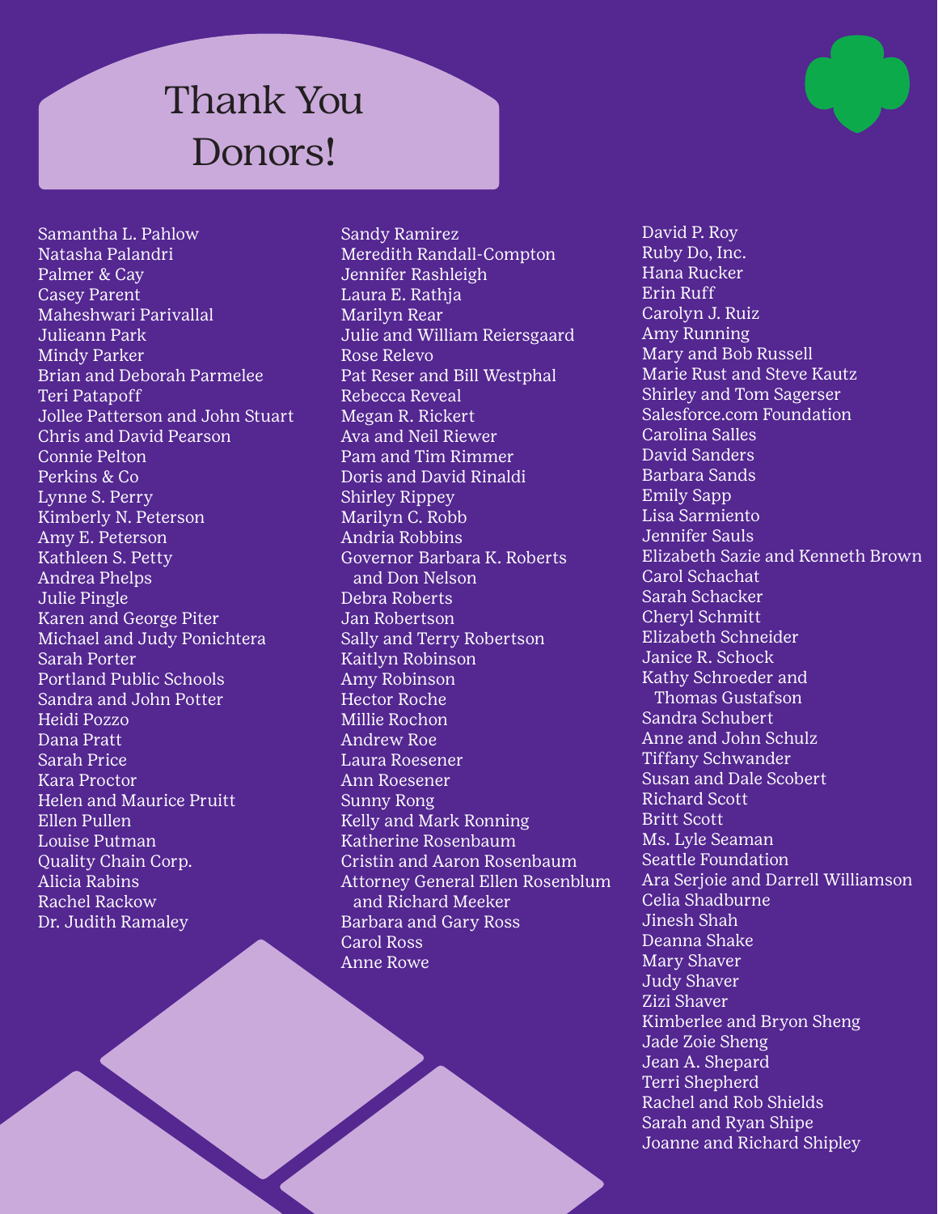# Thank You Donors!

Samantha L. Pahlow
Natasha Palandri
Palmer & Cay
Casey Parent
Maheshwari Parivallal
Julieann Park
Mindy Parker
Brian and Deborah Parmelee
Teri Patapoff
Jollee Patterson and John Stuart
Chris and David Pearson
Connie Pelton
Perkins & Co
Lynne S. Perry
Kimberly N. Peterson
Amy E. Peterson
Kathleen S. Petty
Andrea Phelps
Julie Pingle
Karen and George Piter
Michael and Judy Ponichtera
Sarah Porter
Portland Public Schools
Sandra and John Potter
Heidi Pozzo
Dana Pratt
Sarah Price
Kara Proctor
Helen and Maurice Pruitt
Ellen Pullen
Louise Putman
Quality Chain Corp.
Alicia Rabins
Rachel Rackow
Dr. Judith Ramaley
Sandy Ramirez
Meredith Randall-Compton
Jennifer Rashleigh
Laura E. Rathja
Marilyn Rear
Julie and William Reiersgaard
Rose Relevo
Pat Reser and Bill Westphal
Rebecca Reveal
Megan R. Rickert
Ava and Neil Riewer
Pam and Tim Rimmer
Doris and David Rinaldi
Shirley Rippey
Marilyn C. Robb
Andria Robbins
Governor Barbara K. Roberts and Don Nelson
Debra Roberts
Jan Robertson
Sally and Terry Robertson
Kaitlyn Robinson
Amy Robinson
Hector Roche
Millie Rochon
Andrew Roe
Laura Roesener
Ann Roesener
Sunny Rong
Kelly and Mark Ronning
Katherine Rosenbaum
Cristin and Aaron Rosenbaum
Attorney General Ellen Rosenblum and Richard Meeker
Barbara and Gary Ross
Carol Ross
Anne Rowe
David P. Roy
Ruby Do, Inc.
Hana Rucker
Erin Ruff
Carolyn J. Ruiz
Amy Running
Mary and Bob Russell
Marie Rust and Steve Kautz
Shirley and Tom Sagerser
Salesforce.com Foundation
Carolina Salles
David Sanders
Barbara Sands
Emily Sapp
Lisa Sarmiento
Jennifer Sauls
Elizabeth Sazie and Kenneth Brown
Carol Schachat
Sarah Schacker
Cheryl Schmitt
Elizabeth Schneider
Janice R. Schock
Kathy Schroeder and Thomas Gustafson
Sandra Schubert
Anne and John Schulz
Tiffany Schwander
Susan and Dale Scobert
Richard Scott
Britt Scott
Ms. Lyle Seaman
Seattle Foundation
Ara Serjoie and Darrell Williamson
Celia Shadburne
Jinesh Shah
Deanna Shake
Mary Shaver
Judy Shaver
Zizi Shaver
Kimberlee and Bryon Sheng
Jade Zoie Sheng
Jean A. Shepard
Terri Shepherd
Rachel and Rob Shields
Sarah and Ryan Shipe
Joanne and Richard Shipley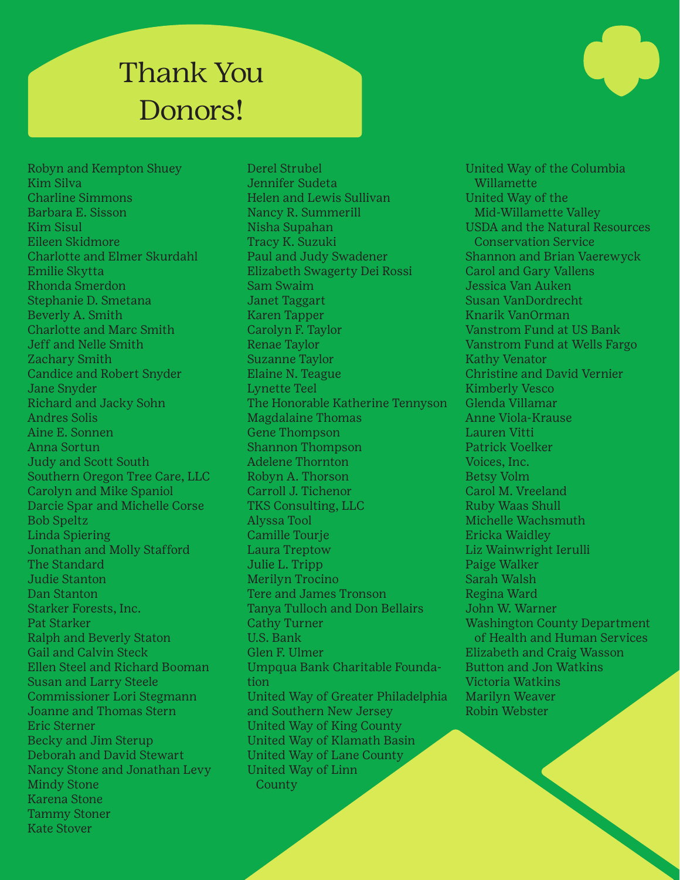# Thank You Donors!

Robyn and Kempton Shuey
Kim Silva
Charline Simmons
Barbara E. Sisson
Kim Sisul
Eileen Skidmore
Charlotte and Elmer Skurdahl
Emilie Skytta
Rhonda Smerdon
Stephanie D. Smetana
Beverly A. Smith
Charlotte and Marc Smith
Jeff and Nelle Smith
Zachary Smith
Candice and Robert Snyder
Jane Snyder
Richard and Jacky Sohn
Andres Solis
Aine E. Sonnen
Anna Sortun
Judy and Scott South
Southern Oregon Tree Care, LLC
Carolyn and Mike Spaniol
Darcie Spar and Michelle Corse
Bob Speltz
Linda Spiering
Jonathan and Molly Stafford
The Standard
Judie Stanton
Dan Stanton
Starker Forests, Inc.
Pat Starker
Ralph and Beverly Staton
Gail and Calvin Steck
Ellen Steel and Richard Booman
Susan and Larry Steele
Commissioner Lori Stegmann
Joanne and Thomas Stern
Eric Sterner
Becky and Jim Sterup
Deborah and David Stewart
Nancy Stone and Jonathan Levy
Mindy Stone
Karena Stone
Tammy Stoner
Kate Stover
Derel Strubel
Jennifer Sudeta
Helen and Lewis Sullivan
Nancy R. Summerill
Nisha Supahan
Tracy K. Suzuki
Paul and Judy Swadener
Elizabeth Swagerty Dei Rossi
Sam Swaim
Janet Taggart
Karen Tapper
Carolyn F. Taylor
Renae Taylor
Suzanne Taylor
Elaine N. Teague
Lynette Teel
The Honorable Katherine Tennyson
Magdalaine Thomas
Gene Thompson
Shannon Thompson
Adelene Thornton
Robyn A. Thorson
Carroll J. Tichenor
TKS Consulting, LLC
Alyssa Tool
Camille Tourje
Laura Treptow
Julie L. Tripp
Merilyn Trocino
Tere and James Tronson
Tanya Tulloch and Don Bellairs
Cathy Turner
U.S. Bank
Glen F. Ulmer
Umpqua Bank Charitable Foundation
United Way of Greater Philadelphia and Southern New Jersey
United Way of King County
United Way of Klamath Basin
United Way of Lane County
United Way of Linn County
United Way of the Columbia Willamette
United Way of the Mid-Willamette Valley
USDA and the Natural Resources Conservation Service
Shannon and Brian Vaerewyck
Carol and Gary Vallens
Jessica Van Auken
Susan VanDordrecht
Knarik VanOrman
Vanstrom Fund at US Bank
Vanstrom Fund at Wells Fargo
Kathy Venator
Christine and David Vernier
Kimberly Vesco
Glenda Villamar
Anne Viola-Krause
Lauren Vitti
Patrick Voelker
Voices, Inc.
Betsy Volm
Carol M. Vreeland
Ruby Waas Shull
Michelle Wachsmuth
Ericka Waidley
Liz Wainwright Ierulli
Paige Walker
Sarah Walsh
Regina Ward
John W. Warner
Washington County Department of Health and Human Services
Elizabeth and Craig Wasson
Button and Jon Watkins
Victoria Watkins
Marilyn Weaver
Robin Webster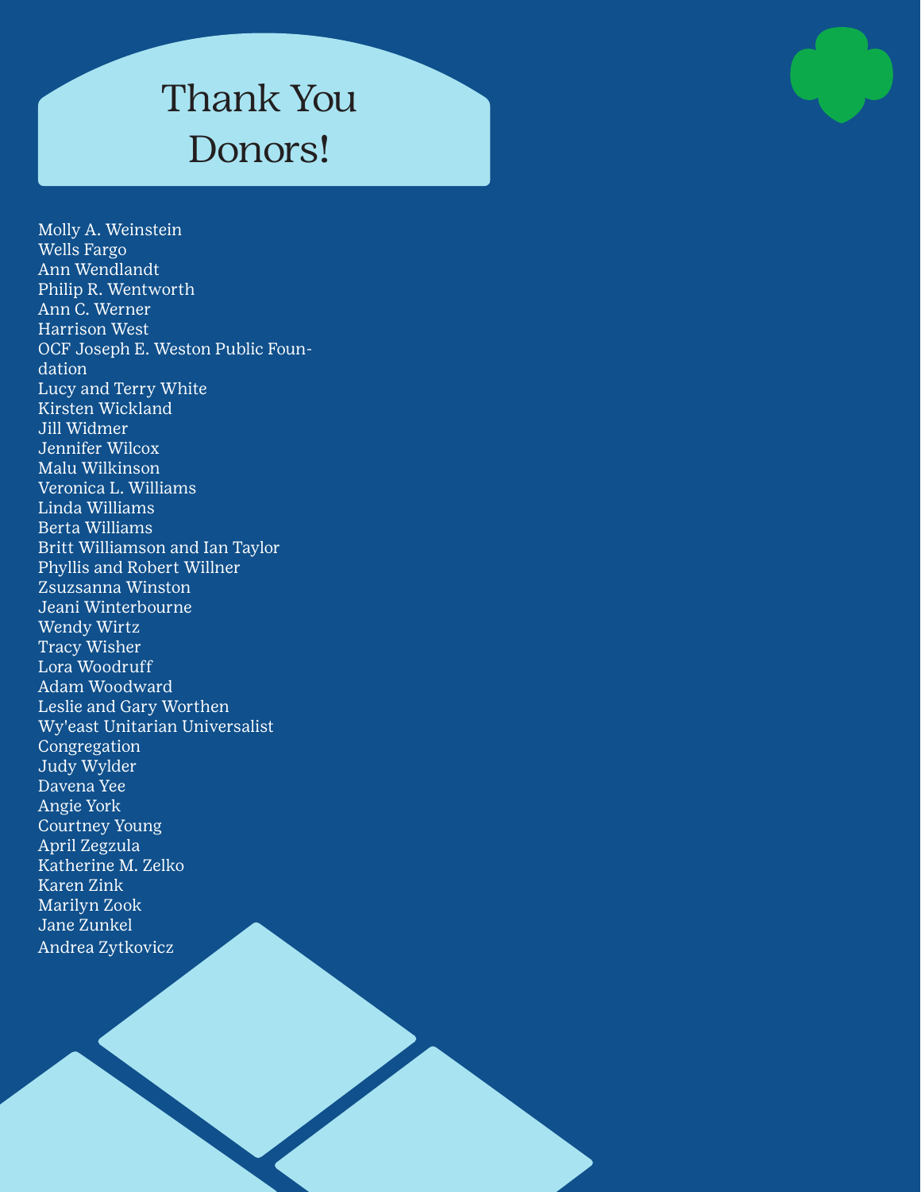# Thank You Donors!

Molly A. Weinstein
Wells Fargo
Ann Wendlandt
Philip R. Wentworth
Ann C. Werner
Harrison West
OCF Joseph E. Weston Public Foundation
Lucy and Terry White
Kirsten Wickland
Jill Widmer
Jennifer Wilcox
Malu Wilkinson
Veronica L. Williams
Linda Williams
Berta Williams
Britt Williamson and Ian Taylor
Phyllis and Robert Willner
Zsuzsanna Winston
Jeani Winterbourne
Wendy Wirtz
Tracy Wisher
Lora Woodruff
Adam Woodward
Leslie and Gary Worthen
Wy'east Unitarian Universalist Congregation
Judy Wylder
Davena Yee
Angie York
Courtney Young
April Zegzula
Katherine M. Zelko
Karen Zink
Marilyn Zook
Jane Zunkel
Andrea Zytkovicz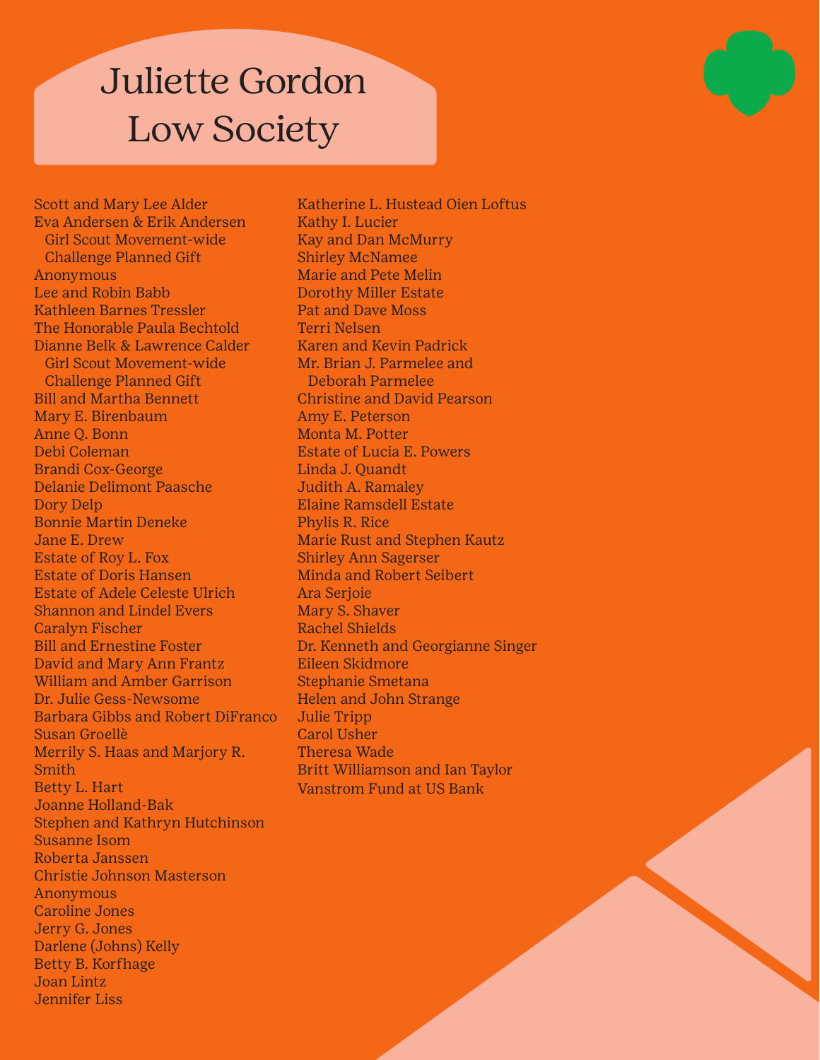# Juliette Gordon Low Society

Scott and Mary Lee Alder
Eva Andersen & Erik Andersen
Girl Scout Movement-wide Challenge Planned Gift
Anonymous
Lee and Robin Babb
Kathleen Barnes Tressler
The Honorable Paula Bechtold
Dianne Belk & Lawrence Calder
Girl Scout Movement-wide Challenge Planned Gift
Bill and Martha Bennett
Mary E. Birenbaum
Anne Q. Bonn
Debi Coleman
Brandi Cox-George
Delanie Delimont Paasche
Dory Delp
Bonnie Martin Deneke
Jane E. Drew
Estate of Roy L. Fox
Estate of Doris Hansen
Estate of Adele Celeste Ulrich
Shannon and Lindel Evers
Caralyn Fischer
Bill and Ernestine Foster
David and Mary Ann Frantz
William and Amber Garrison
Dr. Julie Gess-Newsome
Barbara Gibbs and Robert DiFranco
Susan Groellè
Merrily S. Haas and Marjory R. Smith
Betty L. Hart
Joanne Holland-Bak
Stephen and Kathryn Hutchinson
Susanne Isom
Roberta Janssen
Christie Johnson Masterson
Anonymous
Caroline Jones
Jerry G. Jones
Darlene (Johns) Kelly
Betty B. Korfhage
Joan Lintz
Jennifer Liss
Katherine L. Hustead Oien Loftus
Kathy I. Lucier
Kay and Dan McMurry
Shirley McNamee
Marie and Pete Melin
Dorothy Miller Estate
Pat and Dave Moss
Terri Nelsen
Karen and Kevin Padrick
Mr. Brian J. Parmelee and Deborah Parmelee
Christine and David Pearson
Amy E. Peterson
Monta M. Potter
Estate of Lucia E. Powers
Linda J. Quandt
Judith A. Ramaley
Elaine Ramsdell Estate
Phylis R. Rice
Marie Rust and Stephen Kautz
Shirley Ann Sagerser
Minda and Robert Seibert
Ara Serjoie
Mary S. Shaver
Rachel Shields
Dr. Kenneth and Georgianne Singer
Eileen Skidmore
Stephanie Smetana
Helen and John Strange
Julie Tripp
Carol Usher
Theresa Wade
Britt Williamson and Ian Taylor
Vanstrom Fund at US Bank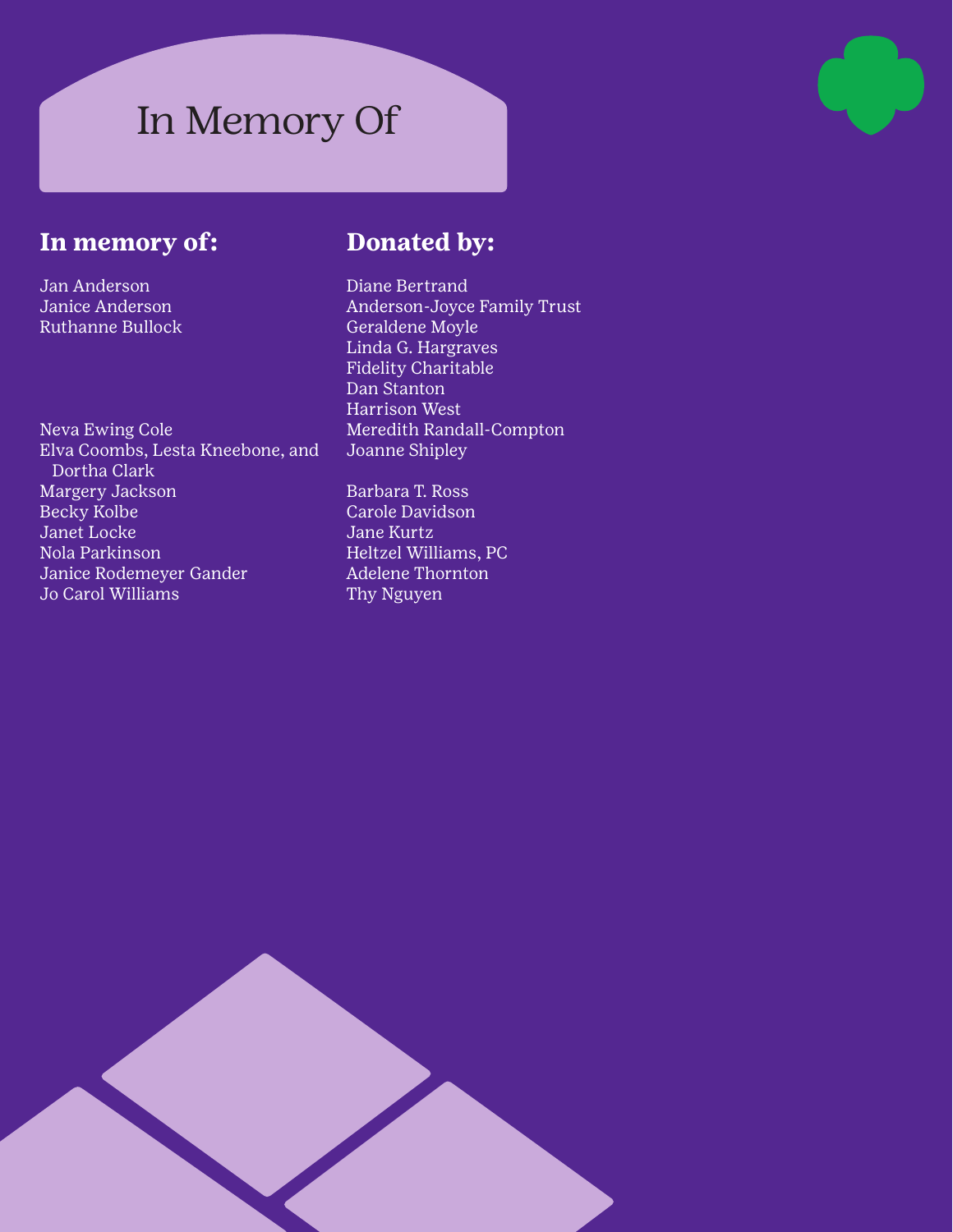# In Memory Of

| In memory of: | Donated by: |
| --- | --- |
| Jan Anderson | Diane Bertrand |
| Janice Anderson | Anderson-Joyce Family Trust |
| Ruthanne Bullock | Geraldene Moyle<br>Linda G. Hargraves<br>Fidelity Charitable<br>Dan Stanton<br>Harrison West |
| Neva Ewing Cole | Meredith Randall-Compton |
| Elva Coombs, Lesta Kneebone, and Dortha Clark | Joanne Shipley |
| Margery Jackson | Barbara T. Ross |
| Becky Kolbe | Carole Davidson |
| Janet Locke | Jane Kurtz |
| Nola Parkinson | Heltzel Williams, PC |
| Janice Rodemeyer Gander | Adelene Thornton |
| Jo Carol Williams | Thy Nguyen |